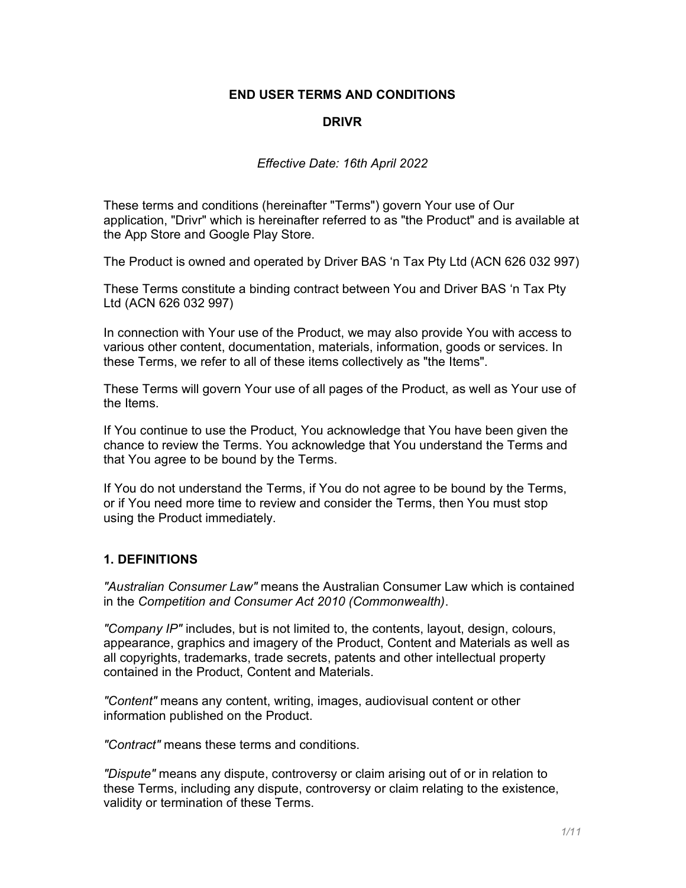# END USER TERMS AND CONDITIONS

## DRIVR

*Effective Date: 16th April 2022*

These terms and conditions (hereinafter "Terms") govern Your use of Our application, "Drivr" which is hereinafter referred to as "the Product" and is available at the App Store and Google Play Store.

The Product is owned and operated by Driver BAS 'n Tax Pty Ltd (ACN 626 032 997)

These Terms constitute a binding contract between You and Driver BAS 'n Tax Pty Ltd (ACN 626 032 997)

In connection with Your use of the Product, we may also provide You with access to various other content, documentation, materials, information, goods or services. In these Terms, we refer to all of these items collectively as "the Items".

These Terms will govern Your use of all pages of the Product, as well as Your use of the Items.

If You continue to use the Product, You acknowledge that You have been given the chance to review the Terms. You acknowledge that You understand the Terms and that You agree to be bound by the Terms.

If You do not understand the Terms, if You do not agree to be bound by the Terms, or if You need more time to review and consider the Terms, then You must stop using the Product immediately.

### 1. DEFINITIONS

*"Australian Consumer Law"* means the Australian Consumer Law which is contained in the *Competition and Consumer Act 2010 (Commonwealth)*.

*"Company IP"* includes, but is not limited to, the contents, layout, design, colours, appearance, graphics and imagery of the Product, Content and Materials as well as all copyrights, trademarks, trade secrets, patents and other intellectual property contained in the Product, Content and Materials.

*"Content"* means any content, writing, images, audiovisual content or other information published on the Product.

*"Contract"* means these terms and conditions.

*"Dispute"* means any dispute, controversy or claim arising out of or in relation to these Terms, including any dispute, controversy or claim relating to the existence, validity or termination of these Terms.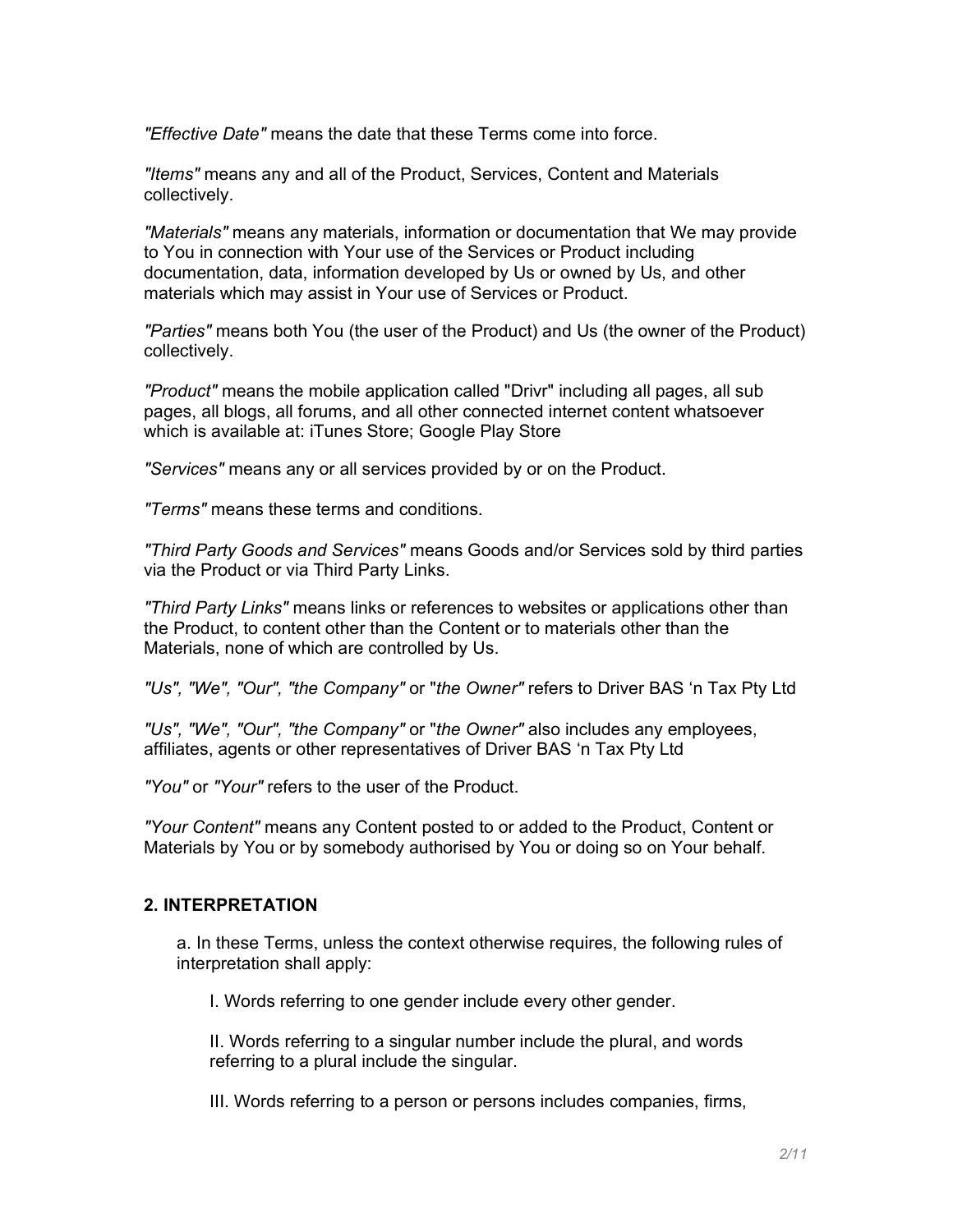*"Effective Date"* means the date that these Terms come into force.

*"Items"* means any and all of the Product, Services, Content and Materials collectively.

*"Materials"* means any materials, information or documentation that We may provide to You in connection with Your use of the Services or Product including documentation, data, information developed by Us or owned by Us, and other materials which may assist in Your use of Services or Product.

*"Parties"* means both You (the user of the Product) and Us (the owner of the Product) collectively.

*"Product"* means the mobile application called "Drivr" including all pages, all sub pages, all blogs, all forums, and all other connected internet content whatsoever which is available at: iTunes Store; Google Play Store

*"Services"* means any or all services provided by or on the Product.

*"Terms"* means these terms and conditions.

*"Third Party Goods and Services"* means Goods and/or Services sold by third parties via the Product or via Third Party Links.

*"Third Party Links"* means links or references to websites or applications other than the Product, to content other than the Content or to materials other than the Materials, none of which are controlled by Us.

*"Us", "We", "Our", "the Company"* or "*the Owner"* refers to Driver BAS 'n Tax Pty Ltd

*"Us", "We", "Our", "the Company"* or "*the Owner"* also includes any employees, affiliates, agents or other representatives of Driver BAS 'n Tax Pty Ltd

*"You"* or *"Your"* refers to the user of the Product.

*"Your Content"* means any Content posted to or added to the Product, Content or Materials by You or by somebody authorised by You or doing so on Your behalf.

## 2. INTERPRETATION

a. In these Terms, unless the context otherwise requires, the following rules of interpretation shall apply:

I. Words referring to one gender include every other gender.

II. Words referring to a singular number include the plural, and words referring to a plural include the singular.

III. Words referring to a person or persons includes companies, firms,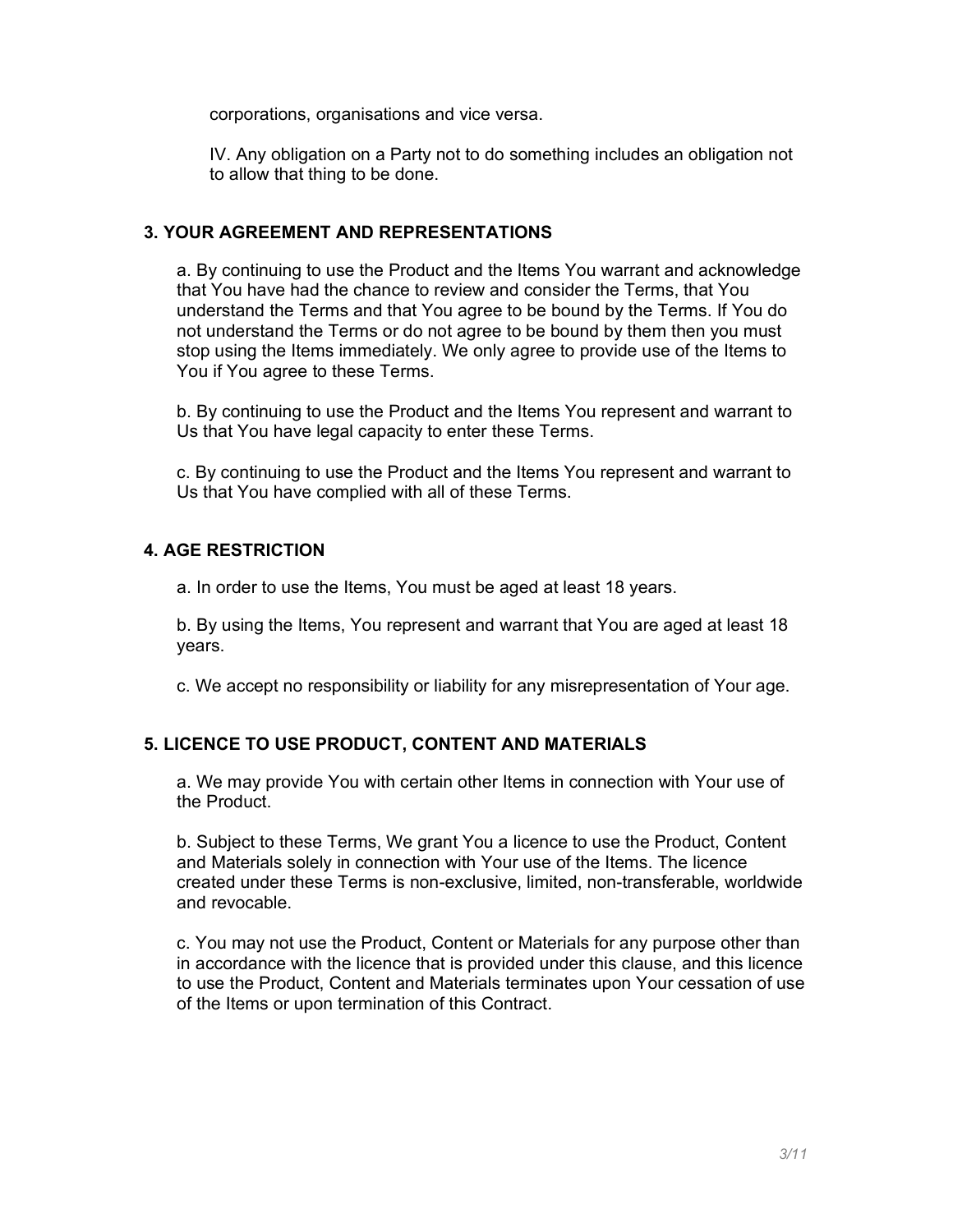corporations, organisations and vice versa.

IV. Any obligation on a Party not to do something includes an obligation not to allow that thing to be done.

## 3. YOUR AGREEMENT AND REPRESENTATIONS

a. By continuing to use the Product and the Items You warrant and acknowledge that You have had the chance to review and consider the Terms, that You understand the Terms and that You agree to be bound by the Terms. If You do not understand the Terms or do not agree to be bound by them then you must stop using the Items immediately. We only agree to provide use of the Items to You if You agree to these Terms.

b. By continuing to use the Product and the Items You represent and warrant to Us that You have legal capacity to enter these Terms.

c. By continuing to use the Product and the Items You represent and warrant to Us that You have complied with all of these Terms.

## 4. AGE RESTRICTION

a. In order to use the Items, You must be aged at least 18 years.

b. By using the Items, You represent and warrant that You are aged at least 18 years.

c. We accept no responsibility or liability for any misrepresentation of Your age.

## 5. LICENCE TO USE PRODUCT, CONTENT AND MATERIALS

a. We may provide You with certain other Items in connection with Your use of the Product.

b. Subject to these Terms, We grant You a licence to use the Product, Content and Materials solely in connection with Your use of the Items. The licence created under these Terms is non-exclusive, limited, non-transferable, worldwide and revocable.

c. You may not use the Product, Content or Materials for any purpose other than in accordance with the licence that is provided under this clause, and this licence to use the Product, Content and Materials terminates upon Your cessation of use of the Items or upon termination of this Contract.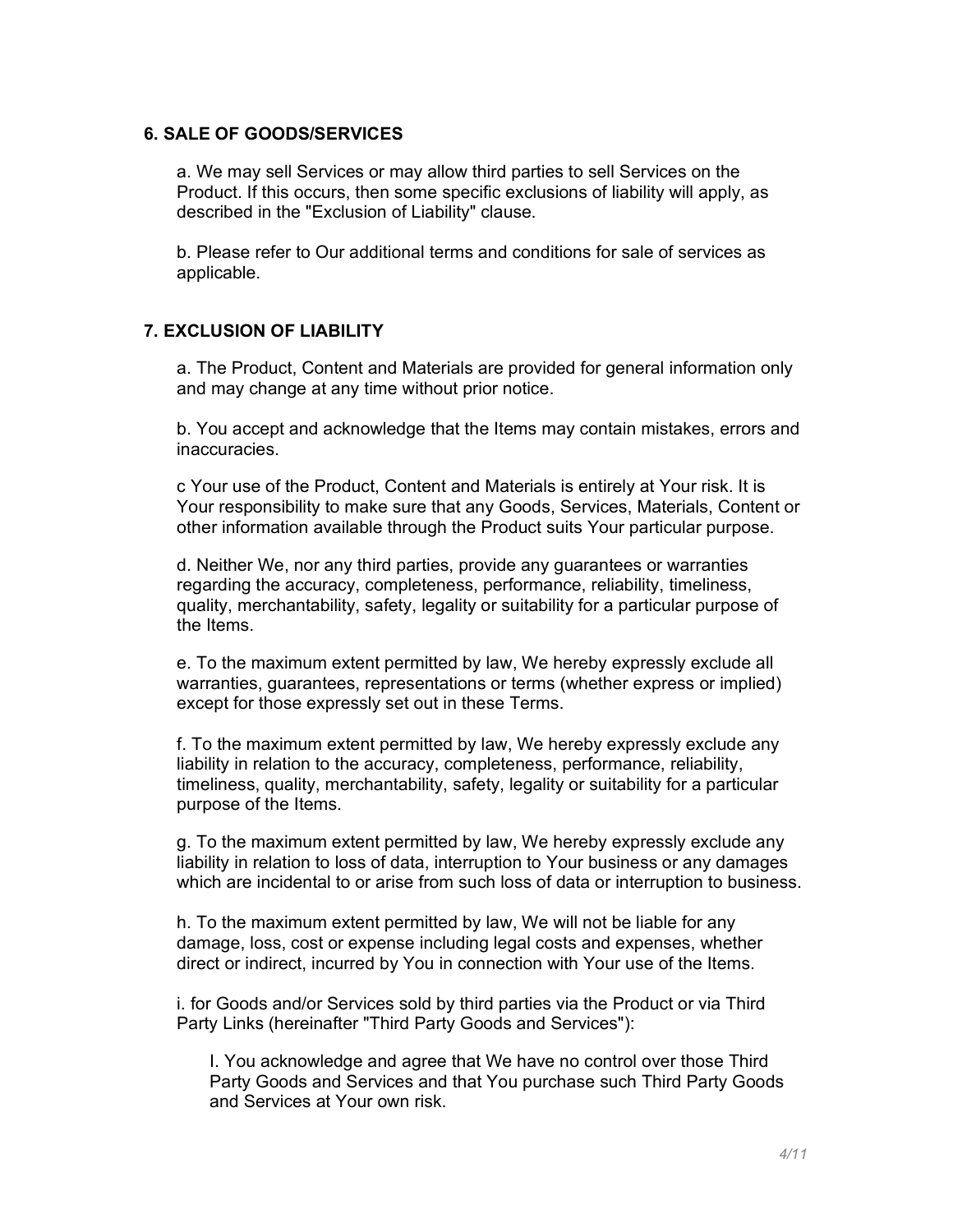### 6. SALE OF GOODS/SERVICES

a. We may sell Services or may allow third parties to sell Services on the Product. If this occurs, then some specific exclusions of liability will apply, as described in the "Exclusion of Liability" clause.

b. Please refer to Our additional terms and conditions for sale of services as applicable.

### 7. EXCLUSION OF LIABILITY

a. The Product, Content and Materials are provided for general information only and may change at any time without prior notice.

b. You accept and acknowledge that the Items may contain mistakes, errors and inaccuracies.

c Your use of the Product, Content and Materials is entirely at Your risk. It is Your responsibility to make sure that any Goods, Services, Materials, Content or other information available through the Product suits Your particular purpose.

d. Neither We, nor any third parties, provide any guarantees or warranties regarding the accuracy, completeness, performance, reliability, timeliness, quality, merchantability, safety, legality or suitability for a particular purpose of the Items.

e. To the maximum extent permitted by law, We hereby expressly exclude all warranties, guarantees, representations or terms (whether express or implied) except for those expressly set out in these Terms.

f. To the maximum extent permitted by law, We hereby expressly exclude any liability in relation to the accuracy, completeness, performance, reliability, timeliness, quality, merchantability, safety, legality or suitability for a particular purpose of the Items.

g. To the maximum extent permitted by law, We hereby expressly exclude any liability in relation to loss of data, interruption to Your business or any damages which are incidental to or arise from such loss of data or interruption to business.

h. To the maximum extent permitted by law, We will not be liable for any damage, loss, cost or expense including legal costs and expenses, whether direct or indirect, incurred by You in connection with Your use of the Items.

i. for Goods and/or Services sold by third parties via the Product or via Third Party Links (hereinafter "Third Party Goods and Services"):

> I. You acknowledge and agree that We have no control over those Third Party Goods and Services and that You purchase such Third Party Goods and Services at Your own risk.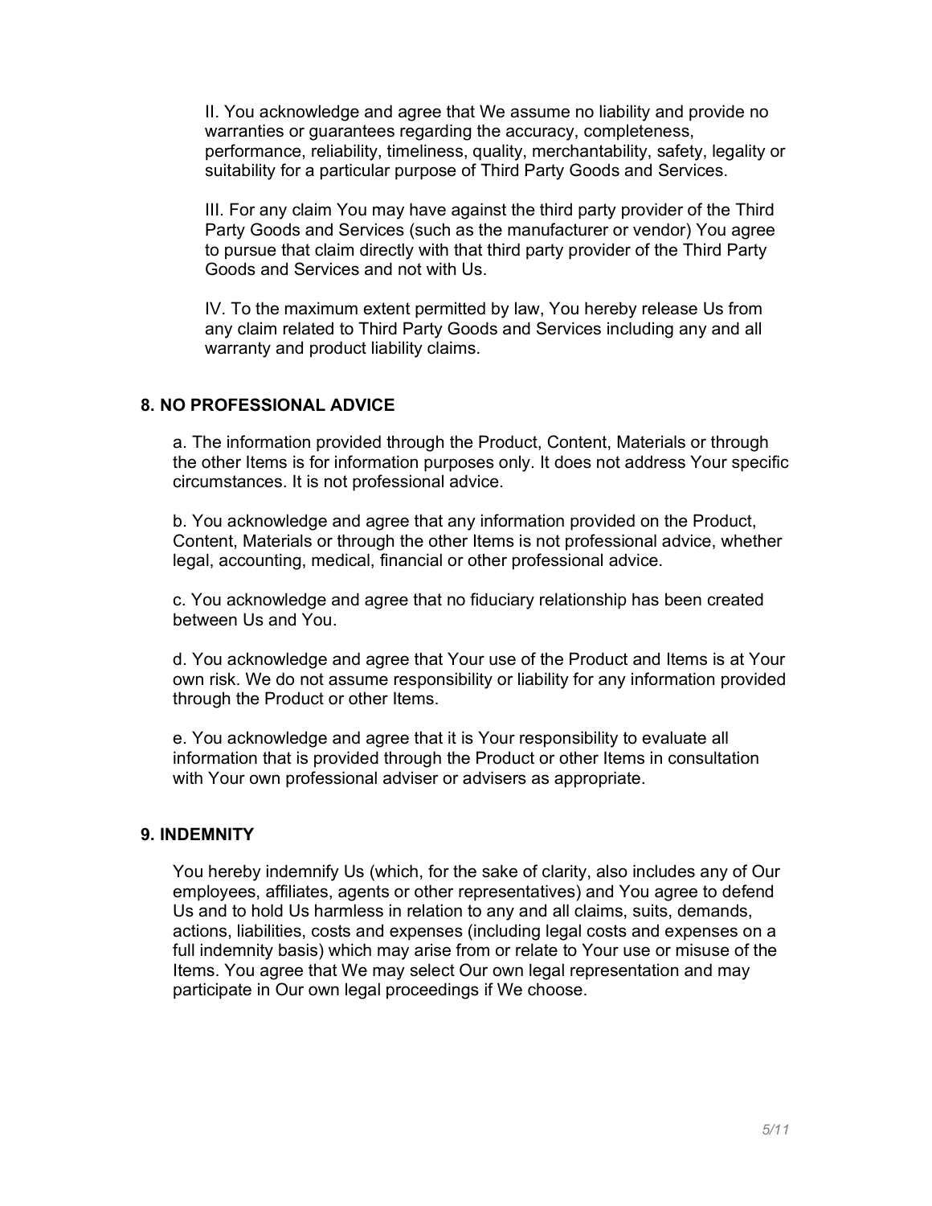II. You acknowledge and agree that We assume no liability and provide no warranties or guarantees regarding the accuracy, completeness, performance, reliability, timeliness, quality, merchantability, safety, legality or suitability for a particular purpose of Third Party Goods and Services.

III. For any claim You may have against the third party provider of the Third Party Goods and Services (such as the manufacturer or vendor) You agree to pursue that claim directly with that third party provider of the Third Party Goods and Services and not with Us.

IV. To the maximum extent permitted by law, You hereby release Us from any claim related to Third Party Goods and Services including any and all warranty and product liability claims.

## 8. NO PROFESSIONAL ADVICE

a. The information provided through the Product, Content, Materials or through the other Items is for information purposes only. It does not address Your specific circumstances. It is not professional advice.

b. You acknowledge and agree that any information provided on the Product, Content, Materials or through the other Items is not professional advice, whether legal, accounting, medical, financial or other professional advice.

c. You acknowledge and agree that no fiduciary relationship has been created between Us and You.

d. You acknowledge and agree that Your use of the Product and Items is at Your own risk. We do not assume responsibility or liability for any information provided through the Product or other Items.

e. You acknowledge and agree that it is Your responsibility to evaluate all information that is provided through the Product or other Items in consultation with Your own professional adviser or advisers as appropriate.

## 9. INDEMNITY

You hereby indemnify Us (which, for the sake of clarity, also includes any of Our employees, affiliates, agents or other representatives) and You agree to defend Us and to hold Us harmless in relation to any and all claims, suits, demands, actions, liabilities, costs and expenses (including legal costs and expenses on a full indemnity basis) which may arise from or relate to Your use or misuse of the Items. You agree that We may select Our own legal representation and may participate in Our own legal proceedings if We choose.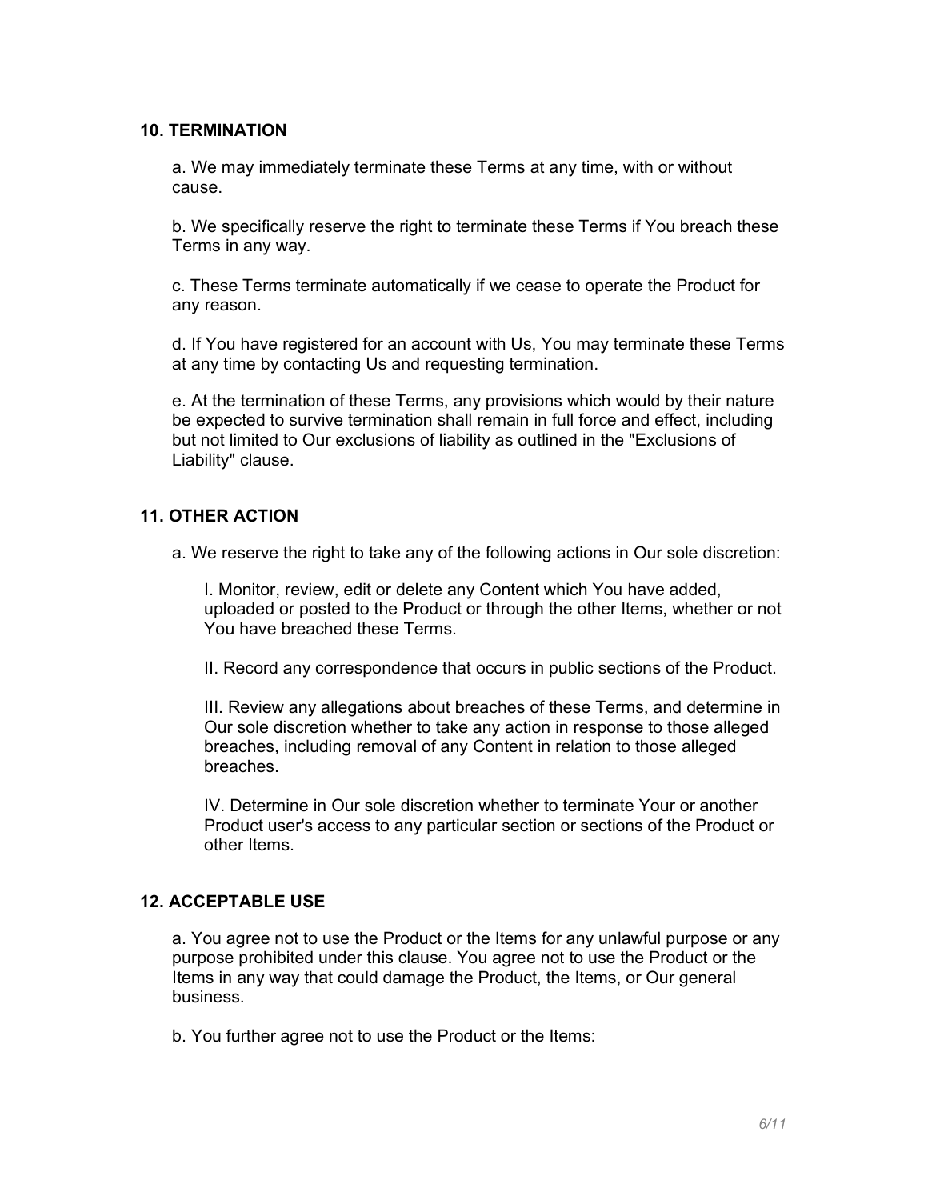## 10. TERMINATION

a. We may immediately terminate these Terms at any time, with or without cause.

b. We specifically reserve the right to terminate these Terms if You breach these Terms in any way.

c. These Terms terminate automatically if we cease to operate the Product for any reason.

d. If You have registered for an account with Us, You may terminate these Terms at any time by contacting Us and requesting termination.

e. At the termination of these Terms, any provisions which would by their nature be expected to survive termination shall remain in full force and effect, including but not limited to Our exclusions of liability as outlined in the "Exclusions of Liability" clause.

## 11. OTHER ACTION

a. We reserve the right to take any of the following actions in Our sole discretion:

I. Monitor, review, edit or delete any Content which You have added, uploaded or posted to the Product or through the other Items, whether or not You have breached these Terms.

II. Record any correspondence that occurs in public sections of the Product.

III. Review any allegations about breaches of these Terms, and determine in Our sole discretion whether to take any action in response to those alleged breaches, including removal of any Content in relation to those alleged breaches.

IV. Determine in Our sole discretion whether to terminate Your or another Product user's access to any particular section or sections of the Product or other Items.

## 12. ACCEPTABLE USE

a. You agree not to use the Product or the Items for any unlawful purpose or any purpose prohibited under this clause. You agree not to use the Product or the Items in any way that could damage the Product, the Items, or Our general business.

b. You further agree not to use the Product or the Items: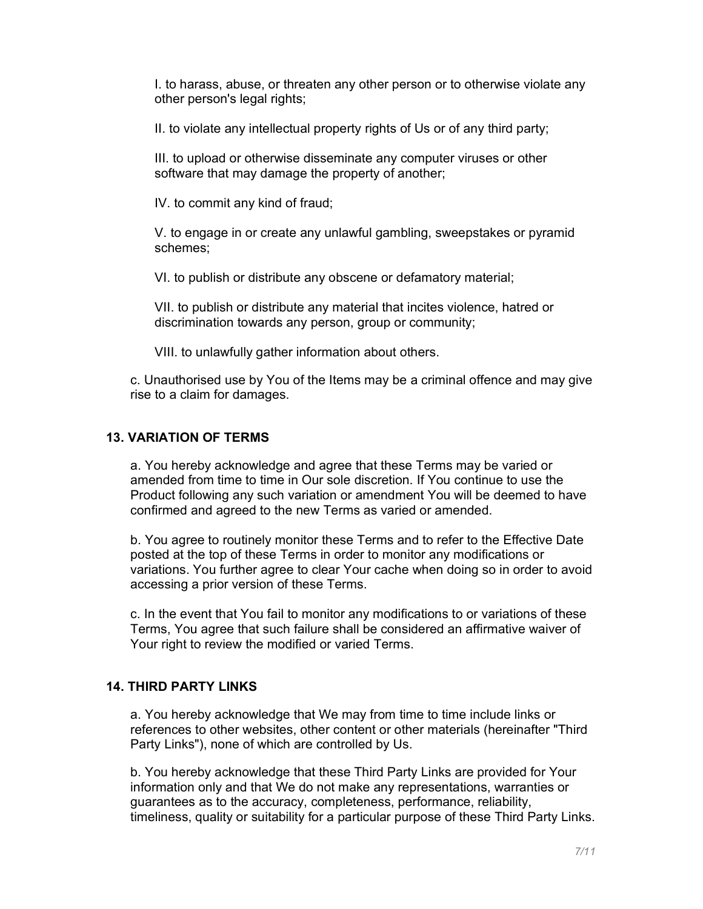I. to harass, abuse, or threaten any other person or to otherwise violate any other person's legal rights;

II. to violate any intellectual property rights of Us or of any third party;

III. to upload or otherwise disseminate any computer viruses or other software that may damage the property of another;

IV. to commit any kind of fraud;

V. to engage in or create any unlawful gambling, sweepstakes or pyramid schemes;

VI. to publish or distribute any obscene or defamatory material;

VII. to publish or distribute any material that incites violence, hatred or discrimination towards any person, group or community;

VIII. to unlawfully gather information about others.

c. Unauthorised use by You of the Items may be a criminal offence and may give rise to a claim for damages.

## 13. VARIATION OF TERMS

a. You hereby acknowledge and agree that these Terms may be varied or amended from time to time in Our sole discretion. If You continue to use the Product following any such variation or amendment You will be deemed to have confirmed and agreed to the new Terms as varied or amended.

b. You agree to routinely monitor these Terms and to refer to the Effective Date posted at the top of these Terms in order to monitor any modifications or variations. You further agree to clear Your cache when doing so in order to avoid accessing a prior version of these Terms.

c. In the event that You fail to monitor any modifications to or variations of these Terms, You agree that such failure shall be considered an affirmative waiver of Your right to review the modified or varied Terms.

## 14. THIRD PARTY LINKS

a. You hereby acknowledge that We may from time to time include links or references to other websites, other content or other materials (hereinafter "Third Party Links"), none of which are controlled by Us.

b. You hereby acknowledge that these Third Party Links are provided for Your information only and that We do not make any representations, warranties or guarantees as to the accuracy, completeness, performance, reliability, timeliness, quality or suitability for a particular purpose of these Third Party Links.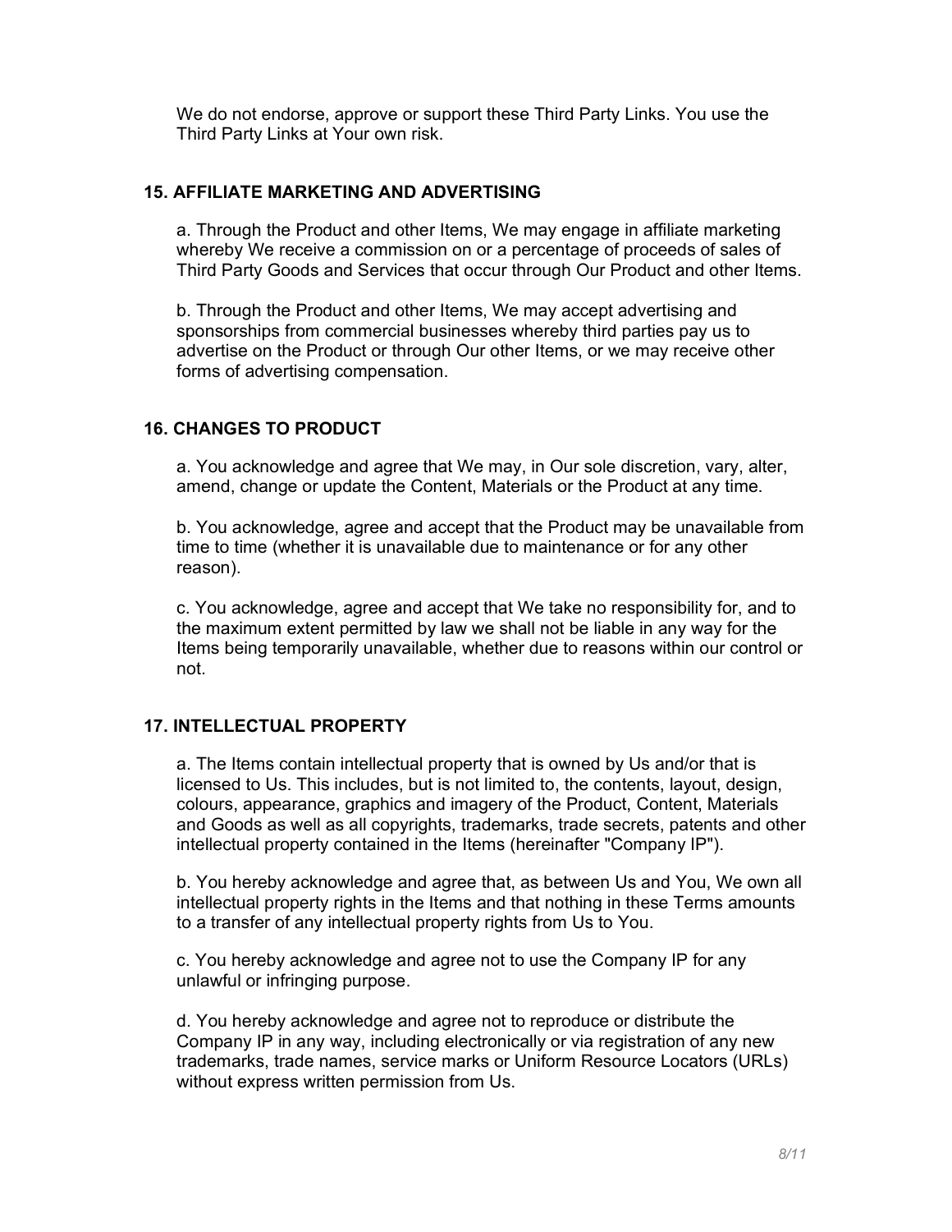We do not endorse, approve or support these Third Party Links. You use the Third Party Links at Your own risk.

## 15. AFFILIATE MARKETING AND ADVERTISING

a. Through the Product and other Items, We may engage in affiliate marketing whereby We receive a commission on or a percentage of proceeds of sales of Third Party Goods and Services that occur through Our Product and other Items.

b. Through the Product and other Items, We may accept advertising and sponsorships from commercial businesses whereby third parties pay us to advertise on the Product or through Our other Items, or we may receive other forms of advertising compensation.

## 16. CHANGES TO PRODUCT

a. You acknowledge and agree that We may, in Our sole discretion, vary, alter, amend, change or update the Content, Materials or the Product at any time.

b. You acknowledge, agree and accept that the Product may be unavailable from time to time (whether it is unavailable due to maintenance or for any other reason).

c. You acknowledge, agree and accept that We take no responsibility for, and to the maximum extent permitted by law we shall not be liable in any way for the Items being temporarily unavailable, whether due to reasons within our control or not.

## 17. INTELLECTUAL PROPERTY

a. The Items contain intellectual property that is owned by Us and/or that is licensed to Us. This includes, but is not limited to, the contents, layout, design, colours, appearance, graphics and imagery of the Product, Content, Materials and Goods as well as all copyrights, trademarks, trade secrets, patents and other intellectual property contained in the Items (hereinafter "Company IP").

b. You hereby acknowledge and agree that, as between Us and You, We own all intellectual property rights in the Items and that nothing in these Terms amounts to a transfer of any intellectual property rights from Us to You.

c. You hereby acknowledge and agree not to use the Company IP for any unlawful or infringing purpose.

d. You hereby acknowledge and agree not to reproduce or distribute the Company IP in any way, including electronically or via registration of any new trademarks, trade names, service marks or Uniform Resource Locators (URLs) without express written permission from Us.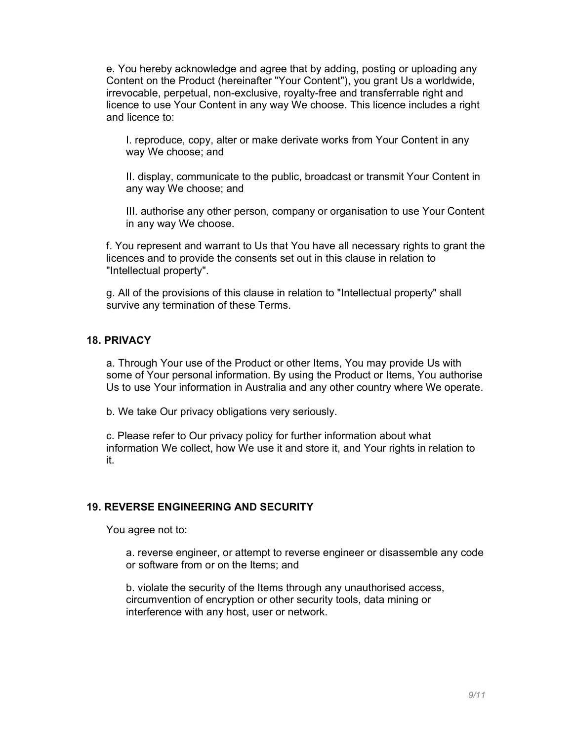e. You hereby acknowledge and agree that by adding, posting or uploading any Content on the Product (hereinafter "Your Content"), you grant Us a worldwide, irrevocable, perpetual, non-exclusive, royalty-free and transferrable right and licence to use Your Content in any way We choose. This licence includes a right and licence to:

I. reproduce, copy, alter or make derivate works from Your Content in any way We choose; and

II. display, communicate to the public, broadcast or transmit Your Content in any way We choose; and

III. authorise any other person, company or organisation to use Your Content in any way We choose.

f. You represent and warrant to Us that You have all necessary rights to grant the licences and to provide the consents set out in this clause in relation to "Intellectual property".

g. All of the provisions of this clause in relation to "Intellectual property" shall survive any termination of these Terms.

## 18. PRIVACY

a. Through Your use of the Product or other Items, You may provide Us with some of Your personal information. By using the Product or Items, You authorise Us to use Your information in Australia and any other country where We operate.

b. We take Our privacy obligations very seriously.

c. Please refer to Our privacy policy for further information about what information We collect, how We use it and store it, and Your rights in relation to it.

## 19. REVERSE ENGINEERING AND SECURITY

You agree not to:

a. reverse engineer, or attempt to reverse engineer or disassemble any code or software from or on the Items; and

b. violate the security of the Items through any unauthorised access, circumvention of encryption or other security tools, data mining or interference with any host, user or network.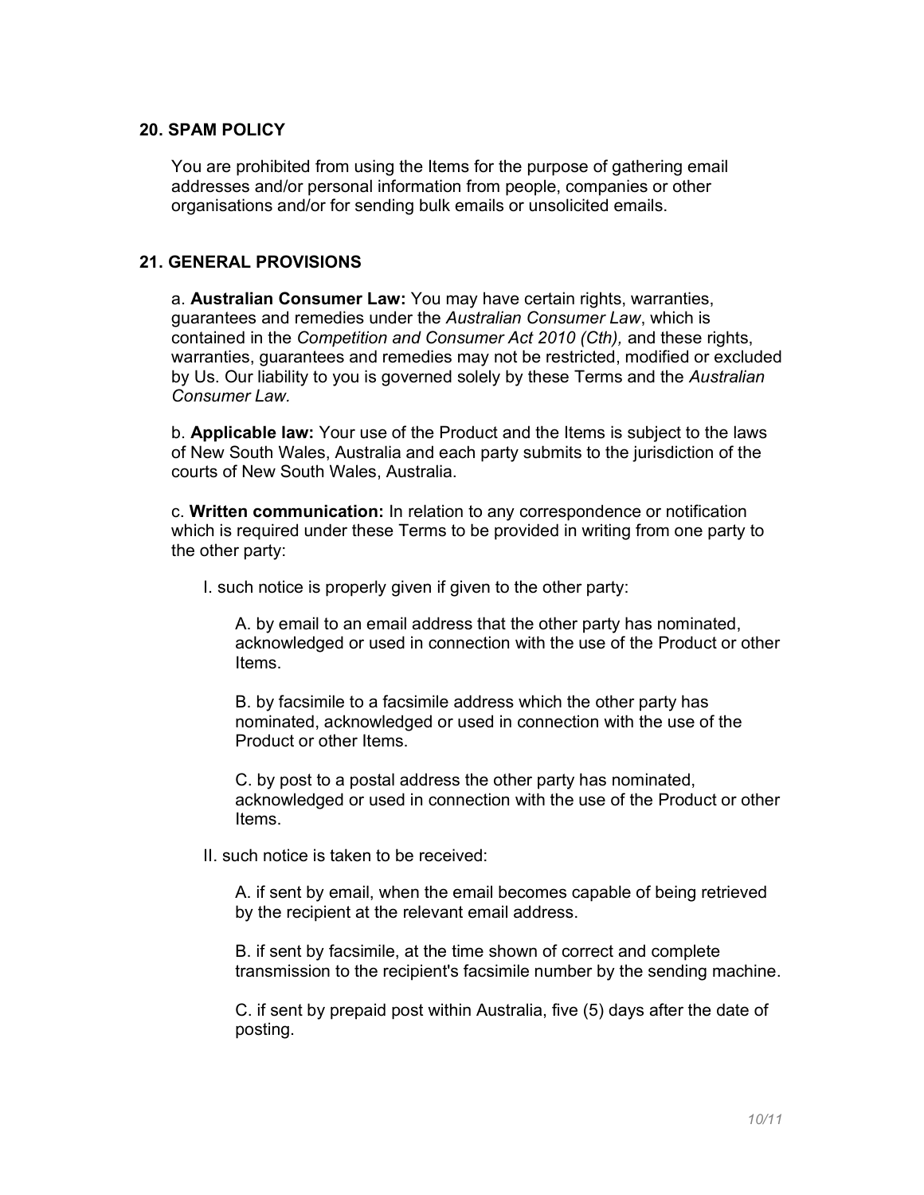## 20. SPAM POLICY

You are prohibited from using the Items for the purpose of gathering email addresses and/or personal information from people, companies or other organisations and/or for sending bulk emails or unsolicited emails.

## 21. GENERAL PROVISIONS

a. **Australian Consumer Law:** You may have certain rights, warranties, guarantees and remedies under the *Australian Consumer Law*, which is contained in the *Competition and Consumer Act 2010 (Cth),* and these rights, warranties, guarantees and remedies may not be restricted, modified or excluded by Us. Our liability to you is governed solely by these Terms and the *Australian Consumer Law.*

b. **Applicable law:** Your use of the Product and the Items is subject to the laws of New South Wales, Australia and each party submits to the jurisdiction of the courts of New South Wales, Australia.

c. **Written communication:** In relation to any correspondence or notification which is required under these Terms to be provided in writing from one party to the other party:

I. such notice is properly given if given to the other party:

A. by email to an email address that the other party has nominated, acknowledged or used in connection with the use of the Product or other Items.

B. by facsimile to a facsimile address which the other party has nominated, acknowledged or used in connection with the use of the Product or other Items.

C. by post to a postal address the other party has nominated, acknowledged or used in connection with the use of the Product or other Items.

II. such notice is taken to be received:

A. if sent by email, when the email becomes capable of being retrieved by the recipient at the relevant email address.

B. if sent by facsimile, at the time shown of correct and complete transmission to the recipient's facsimile number by the sending machine.

C. if sent by prepaid post within Australia, five (5) days after the date of posting.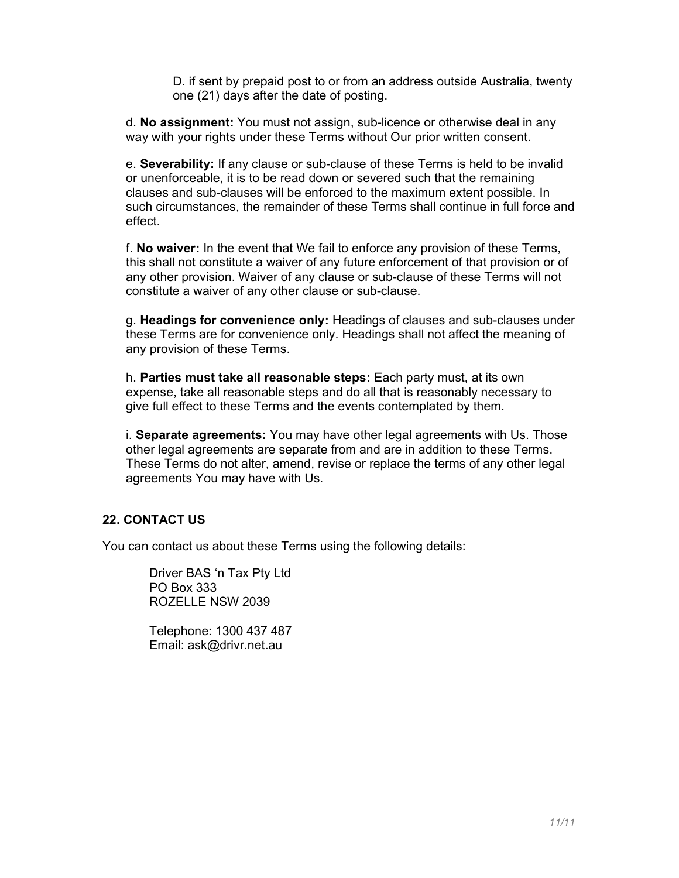D. if sent by prepaid post to or from an address outside Australia, twenty one (21) days after the date of posting.

d. **No assignment:** You must not assign, sub-licence or otherwise deal in any way with your rights under these Terms without Our prior written consent.

e. **Severability:** If any clause or sub-clause of these Terms is held to be invalid or unenforceable, it is to be read down or severed such that the remaining clauses and sub-clauses will be enforced to the maximum extent possible. In such circumstances, the remainder of these Terms shall continue in full force and effect.

f. **No waiver:** In the event that We fail to enforce any provision of these Terms, this shall not constitute a waiver of any future enforcement of that provision or of any other provision. Waiver of any clause or sub-clause of these Terms will not constitute a waiver of any other clause or sub-clause.

g. **Headings for convenience only:** Headings of clauses and sub-clauses under these Terms are for convenience only. Headings shall not affect the meaning of any provision of these Terms.

h. **Parties must take all reasonable steps:** Each party must, at its own expense, take all reasonable steps and do all that is reasonably necessary to give full effect to these Terms and the events contemplated by them.

i. **Separate agreements:** You may have other legal agreements with Us. Those other legal agreements are separate from and are in addition to these Terms. These Terms do not alter, amend, revise or replace the terms of any other legal agreements You may have with Us.

## 22. CONTACT US

You can contact us about these Terms using the following details:

Driver BAS 'n Tax Pty Ltd
PO Box 333
ROZELLE NSW 2039

Telephone: 1300 437 487
Email: ask@drivr.net.au